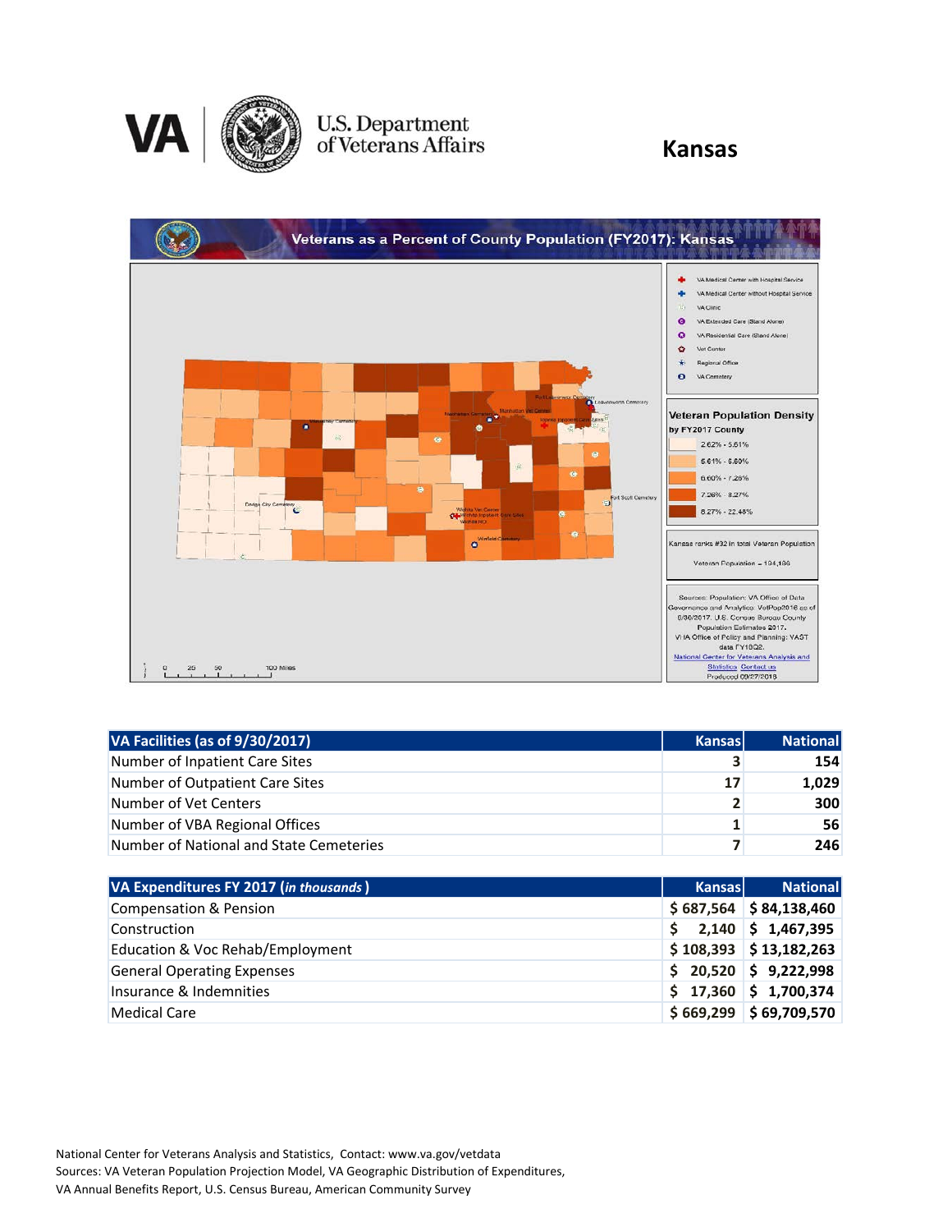U.S. Department of Veterans Affairs

# Kansas

## Veterans as a Percent of County Population (FY2017): Kansas

Veteran Population Density by FY2017 County

- 2.62% - 5.61%
- 5.61% - 6.60%
- 6.60% - 7.26%
- 7.26% - 8.27%
- 8.27% - 22.48%

Kansas ranks #32 in total Veteran Population

Veteran Population = 194,186

Sources: Population: VA Office of Data Governance and Analytics: VetPop2016 as of 9/30/2017. U.S. Census Bureau County Population Estimates 2017. VHA Office of Policy and Planning: VAST data FY18Q2.
National Center for Veterans Analysis and Statistics Contact us
Produced 09/27/2018

| VA Facilities (as of 9/30/2017) | Kansas | National |
|---|---|---|
| Number of Inpatient Care Sites | 3 | 154 |
| Number of Outpatient Care Sites | 17 | 1,029 |
| Number of Vet Centers | 2 | 300 |
| Number of VBA Regional Offices | 1 | 56 |
| Number of National and State Cemeteries | 7 | 246 |

| VA Expenditures FY 2017 (*in thousands*) | Kansas | National |
|---|---|---|
| Compensation & Pension | $ 687,564 | $ 84,138,460 |
| Construction | $ 2,140 | $ 1,467,395 |
| Education & Voc Rehab/Employment | $ 108,393 | $ 13,182,263 |
| General Operating Expenses | $ 20,520 | $ 9,222,998 |
| Insurance & Indemnities | $ 17,360 | $ 1,700,374 |
| Medical Care | $ 669,299 | $ 69,709,570 |

National Center for Veterans Analysis and Statistics, Contact: www.va.gov/vetdata
Sources: VA Veteran Population Projection Model, VA Geographic Distribution of Expenditures, VA Annual Benefits Report, U.S. Census Bureau, American Community Survey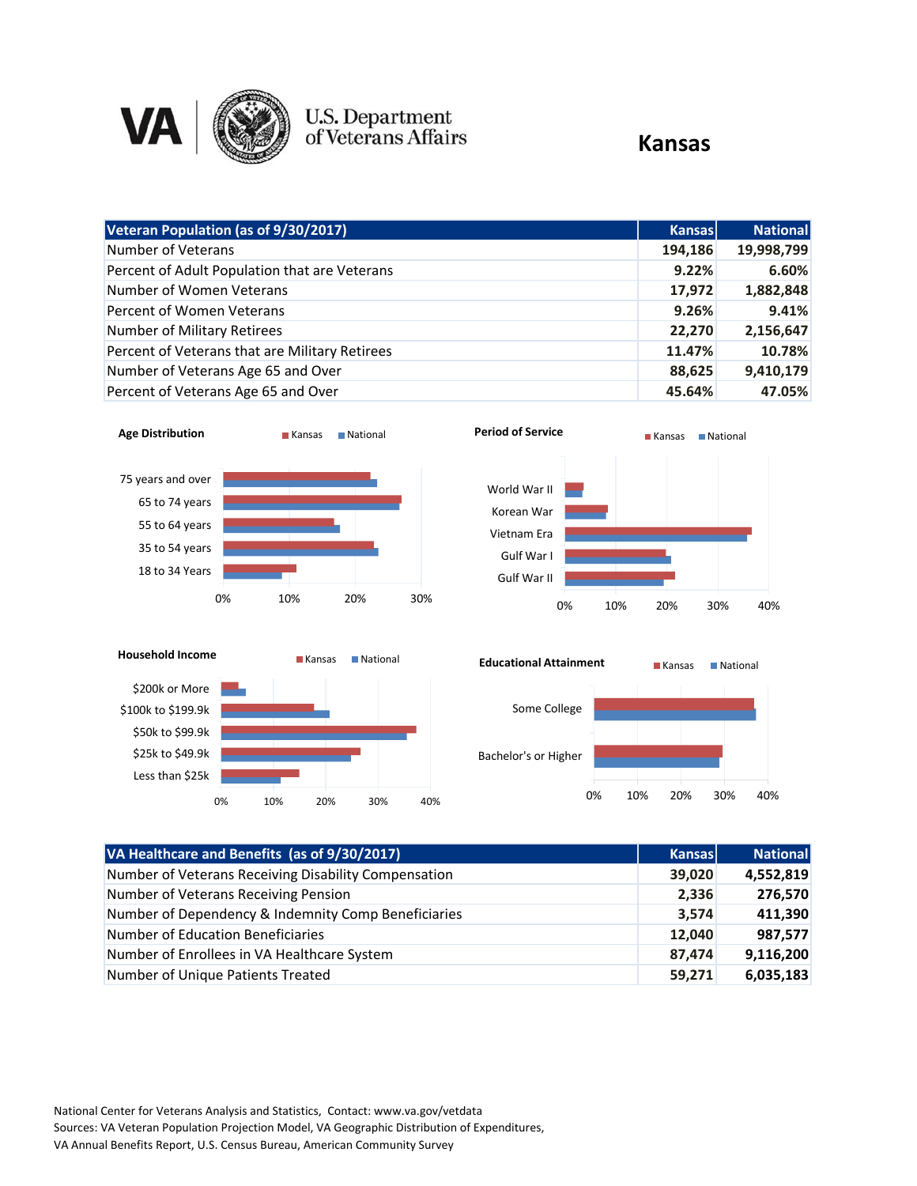U.S. Department of Veterans Affairs

# Kansas

| Veteran Population (as of 9/30/2017) | Kansas | National |
|---|---|---|
| Number of Veterans | 194,186 | 19,998,799 |
| Percent of Adult Population that are Veterans | 9.22% | 6.60% |
| Number of Women Veterans | 17,972 | 1,882,848 |
| Percent of Women Veterans | 9.26% | 9.41% |
| Number of Military Retirees | 22,270 | 2,156,647 |
| Percent of Veterans that are Military Retirees | 11.47% | 10.78% |
| Number of Veterans Age 65 and Over | 88,625 | 9,410,179 |
| Percent of Veterans Age 65 and Over | 45.64% | 47.05% |

**Age Distribution**

Kansas / National

75 years and over; 65 to 74 years; 55 to 64 years; 35 to 54 years; 18 to 34 Years

0% 10% 20% 30%

**Period of Service**

Kansas / National

World War II; Korean War; Vietnam Era; Gulf War I; Gulf War II

0% 10% 20% 30% 40%

**Household Income**

Kansas / National

$200k or More; $100k to $199.9k; $50k to $99.9k; $25k to $49.9k; Less than $25k

0% 10% 20% 30% 40%

**Educational Attainment**

Kansas / National

Some College; Bachelor's or Higher

0% 10% 20% 30% 40%

| VA Healthcare and Benefits (as of 9/30/2017) | Kansas | National |
|---|---|---|
| Number of Veterans Receiving Disability Compensation | 39,020 | 4,552,819 |
| Number of Veterans Receiving Pension | 2,336 | 276,570 |
| Number of Dependency & Indemnity Comp Beneficiaries | 3,574 | 411,390 |
| Number of Education Beneficiaries | 12,040 | 987,577 |
| Number of Enrollees in VA Healthcare System | 87,474 | 9,116,200 |
| Number of Unique Patients Treated | 59,271 | 6,035,183 |

National Center for Veterans Analysis and Statistics, Contact: www.va.gov/vetdata
Sources: VA Veteran Population Projection Model, VA Geographic Distribution of Expenditures, VA Annual Benefits Report, U.S. Census Bureau, American Community Survey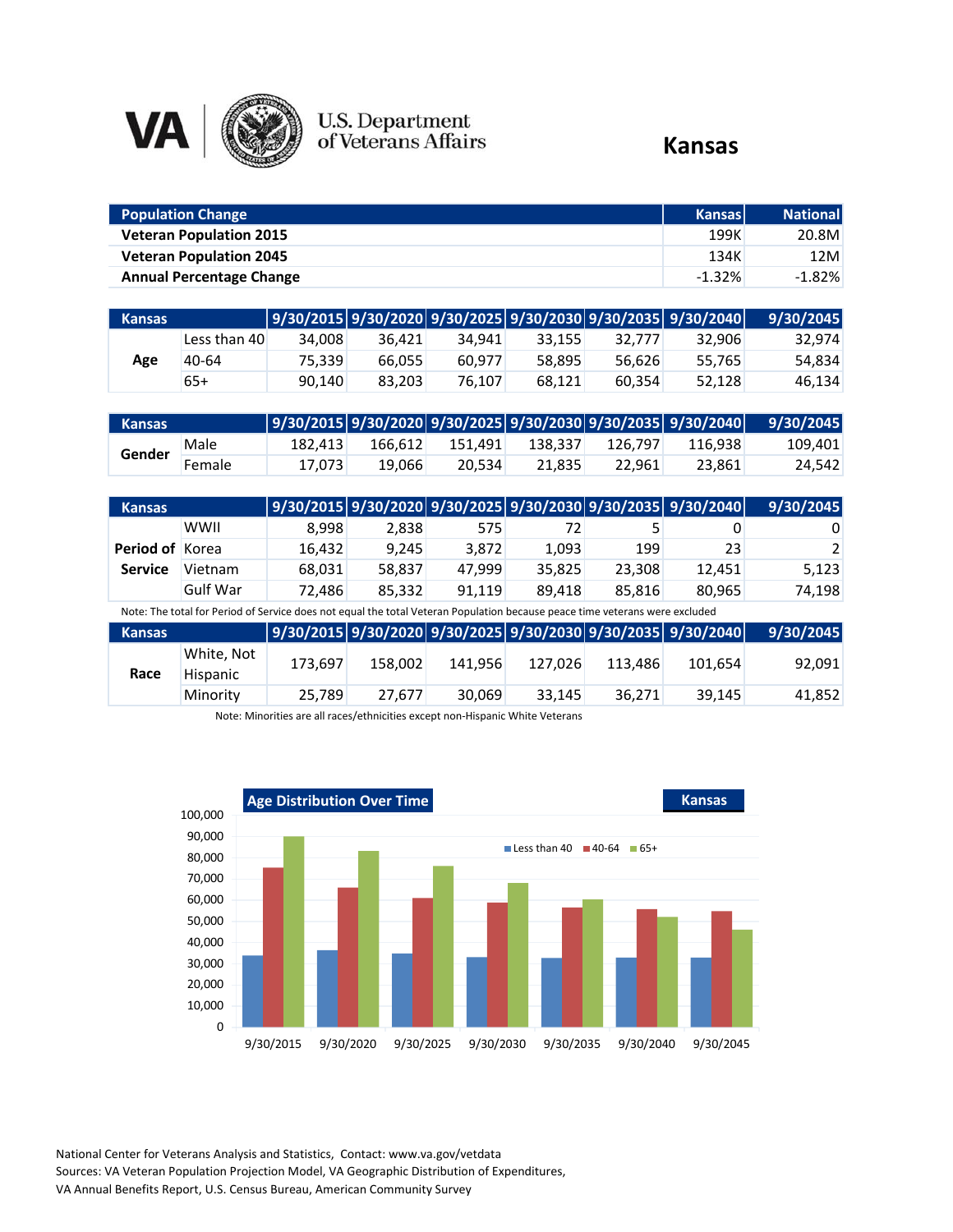VA | U.S. Department of Veterans Affairs

# Kansas

| Population Change | Kansas | National |
|---|---|---|
| **Veteran Population 2015** | 199K | 20.8M |
| **Veteran Population 2045** | 134K | 12M |
| **Annual Percentage Change** | -1.32% | -1.82% |

| Kansas | | 9/30/2015 | 9/30/2020 | 9/30/2025 | 9/30/2030 | 9/30/2035 | 9/30/2040 | 9/30/2045 |
|---|---|---|---|---|---|---|---|---|
| **Age** | Less than 40 | 34,008 | 36,421 | 34,941 | 33,155 | 32,777 | 32,906 | 32,974 |
| | 40-64 | 75,339 | 66,055 | 60,977 | 58,895 | 56,626 | 55,765 | 54,834 |
| | 65+ | 90,140 | 83,203 | 76,107 | 68,121 | 60,354 | 52,128 | 46,134 |

| Kansas | | 9/30/2015 | 9/30/2020 | 9/30/2025 | 9/30/2030 | 9/30/2035 | 9/30/2040 | 9/30/2045 |
|---|---|---|---|---|---|---|---|---|
| **Gender** | Male | 182,413 | 166,612 | 151,491 | 138,337 | 126,797 | 116,938 | 109,401 |
| | Female | 17,073 | 19,066 | 20,534 | 21,835 | 22,961 | 23,861 | 24,542 |

| Kansas | | 9/30/2015 | 9/30/2020 | 9/30/2025 | 9/30/2030 | 9/30/2035 | 9/30/2040 | 9/30/2045 |
|---|---|---|---|---|---|---|---|---|
| **Period of Service** | WWII | 8,998 | 2,838 | 575 | 72 | 5 | 0 | 0 |
| | Korea | 16,432 | 9,245 | 3,872 | 1,093 | 199 | 23 | 2 |
| | Vietnam | 68,031 | 58,837 | 47,999 | 35,825 | 23,308 | 12,451 | 5,123 |
| | Gulf War | 72,486 | 85,332 | 91,119 | 89,418 | 85,816 | 80,965 | 74,198 |

Note: The total for Period of Service does not equal the total Veteran Population because peace time veterans were excluded

| Kansas | | 9/30/2015 | 9/30/2020 | 9/30/2025 | 9/30/2030 | 9/30/2035 | 9/30/2040 | 9/30/2045 |
|---|---|---|---|---|---|---|---|---|
| **Race** | White, Not Hispanic | 173,697 | 158,002 | 141,956 | 127,026 | 113,486 | 101,654 | 92,091 |
| | Minority | 25,789 | 27,677 | 30,069 | 33,145 | 36,271 | 39,145 | 41,852 |

Note: Minorities are all races/ethnicities except non-Hispanic White Veterans

Age Distribution Over Time

Kansas

100,000
90,000
80,000
70,000
60,000
50,000
40,000
30,000
20,000
10,000
0

Less than 40 | 40-64 | 65+

9/30/2015 | 9/30/2020 | 9/30/2025 | 9/30/2030 | 9/30/2035 | 9/30/2040 | 9/30/2045

National Center for Veterans Analysis and Statistics, Contact: www.va.gov/vetdata
Sources: VA Veteran Population Projection Model, VA Geographic Distribution of Expenditures, VA Annual Benefits Report, U.S. Census Bureau, American Community Survey